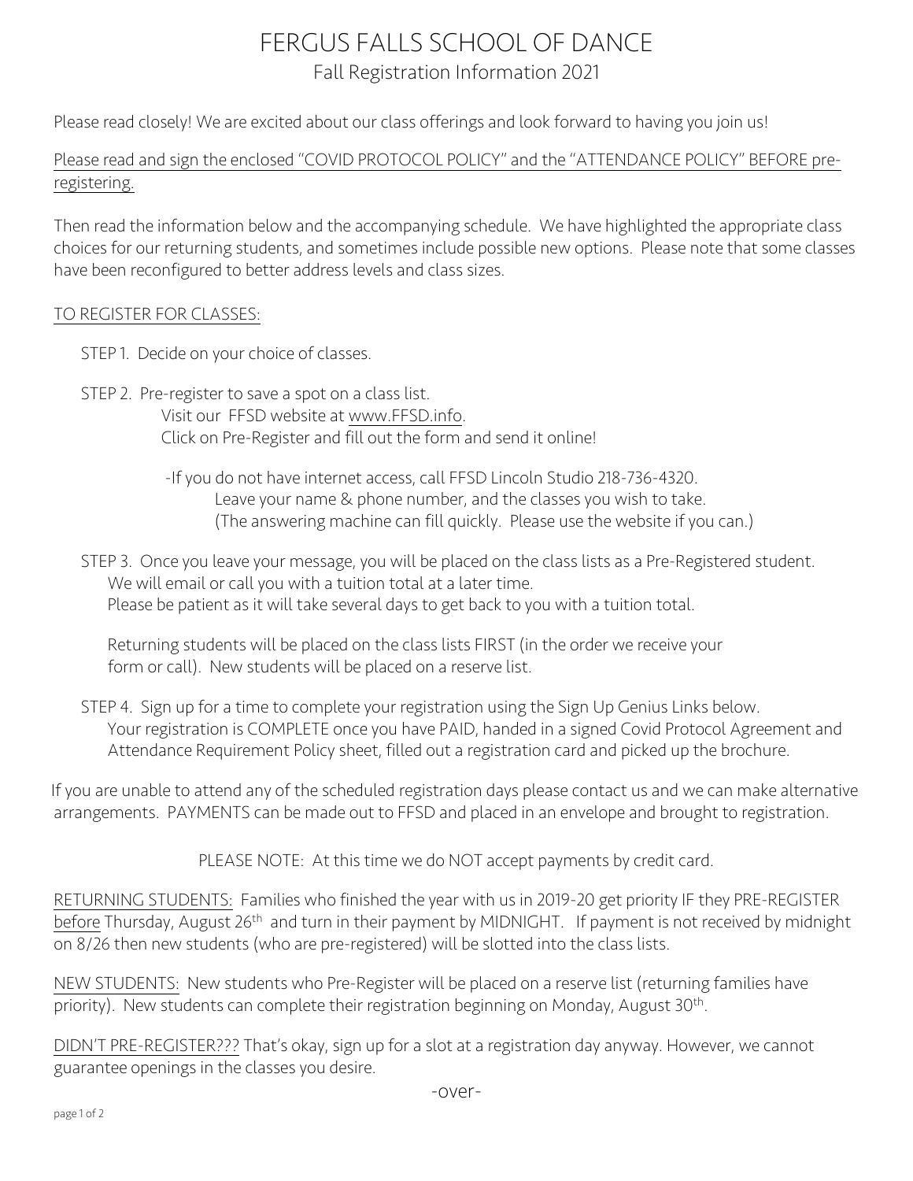# FERGUS FALLS SCHOOL OF DANCE

## Fall Registration Information 2021

Please read closely! We are excited about our class offerings and look forward to having you join us!

Please read and sign the enclosed "COVID PROTOCOL POLICY" and the "ATTENDANCE POLICY" BEFORE pre-registering.

Then read the information below and the accompanying schedule. We have highlighted the appropriate class choices for our returning students, and sometimes include possible new options. Please note that some classes have been reconfigured to better address levels and class sizes.

TO REGISTER FOR CLASSES:

STEP 1. Decide on your choice of classes.

STEP 2. Pre-register to save a spot on a class list.
Visit our FFSD website at www.FFSD.info.
Click on Pre-Register and fill out the form and send it online!

-If you do not have internet access, call FFSD Lincoln Studio 218-736-4320.
Leave your name & phone number, and the classes you wish to take.
(The answering machine can fill quickly. Please use the website if you can.)

STEP 3. Once you leave your message, you will be placed on the class lists as a Pre-Registered student.
We will email or call you with a tuition total at a later time.
Please be patient as it will take several days to get back to you with a tuition total.

Returning students will be placed on the class lists FIRST (in the order we receive your form or call). New students will be placed on a reserve list.

STEP 4. Sign up for a time to complete your registration using the Sign Up Genius Links below.
Your registration is COMPLETE once you have PAID, handed in a signed Covid Protocol Agreement and Attendance Requirement Policy sheet, filled out a registration card and picked up the brochure.

If you are unable to attend any of the scheduled registration days please contact us and we can make alternative arrangements. PAYMENTS can be made out to FFSD and placed in an envelope and brought to registration.

PLEASE NOTE: At this time we do NOT accept payments by credit card.

RETURNING STUDENTS: Families who finished the year with us in 2019-20 get priority IF they PRE-REGISTER before Thursday, August 26th and turn in their payment by MIDNIGHT. If payment is not received by midnight on 8/26 then new students (who are pre-registered) will be slotted into the class lists.

NEW STUDENTS: New students who Pre-Register will be placed on a reserve list (returning families have priority). New students can complete their registration beginning on Monday, August 30th.

DIDN'T PRE-REGISTER??? That's okay, sign up for a slot at a registration day anyway. However, we cannot guarantee openings in the classes you desire.

-over-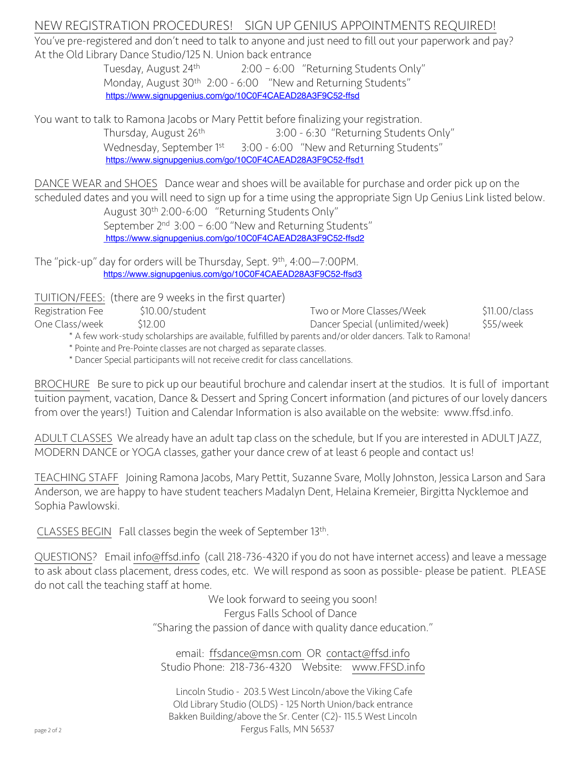## NEW REGISTRATION PROCEDURES! SIGN UP GENIUS APPOINTMENTS REQUIRED!

You've pre-registered and don't need to talk to anyone and just need to fill out your paperwork and pay?
At the Old Library Dance Studio/125 N. Union back entrance

Tuesday, August 24th 2:00 – 6:00 "Returning Students Only"
Monday, August 30th 2:00 - 6:00 "New and Returning Students"
https://www.signupgenius.com/go/10C0F4CAEAD28A3F9C52-ffsd

You want to talk to Ramona Jacobs or Mary Pettit before finalizing your registration.

Thursday, August 26th 3:00 - 6:30 "Returning Students Only"
Wednesday, September 1st 3:00 - 6:00 "New and Returning Students"
https://www.signupgenius.com/go/10C0F4CAEAD28A3F9C52-ffsd1

DANCE WEAR and SHOES Dance wear and shoes will be available for purchase and order pick up on the scheduled dates and you will need to sign up for a time using the appropriate Sign Up Genius Link listed below.

August 30th 2:00-6:00 "Returning Students Only"
September 2nd 3:00 – 6:00 "New and Returning Students"
https://www.signupgenius.com/go/10C0F4CAEAD28A3F9C52-ffsd2

The "pick-up" day for orders will be Thursday, Sept. 9th, 4:00—7:00PM.
https://www.signupgenius.com/go/10C0F4CAEAD28A3F9C52-ffsd3

TUITION/FEES: (there are 9 weeks in the first quarter)

| | | | |
|---|---|---|---|
| Registration Fee | $10.00/student | Two or More Classes/Week | $11.00/class |
| One Class/week | $12.00 | Dancer Special (unlimited/week) | $55/week |

* A few work-study scholarships are available, fulfilled by parents and/or older dancers. Talk to Ramona!
* Pointe and Pre-Pointe classes are not charged as separate classes.
* Dancer Special participants will not receive credit for class cancellations.

BROCHURE Be sure to pick up our beautiful brochure and calendar insert at the studios. It is full of important tuition payment, vacation, Dance & Dessert and Spring Concert information (and pictures of our lovely dancers from over the years!) Tuition and Calendar Information is also available on the website: www.ffsd.info.

ADULT CLASSES We already have an adult tap class on the schedule, but If you are interested in ADULT JAZZ, MODERN DANCE or YOGA classes, gather your dance crew of at least 6 people and contact us!

TEACHING STAFF Joining Ramona Jacobs, Mary Pettit, Suzanne Svare, Molly Johnston, Jessica Larson and Sara Anderson, we are happy to have student teachers Madalyn Dent, Helaina Kremeier, Birgitta Nycklemoe and Sophia Pawlowski.

CLASSES BEGIN Fall classes begin the week of September 13th.

QUESTIONS? Email info@ffsd.info (call 218-736-4320 if you do not have internet access) and leave a message to ask about class placement, dress codes, etc. We will respond as soon as possible- please be patient. PLEASE do not call the teaching staff at home.

We look forward to seeing you soon!
Fergus Falls School of Dance
"Sharing the passion of dance with quality dance education."

email: ffsdance@msn.com OR contact@ffsd.info
Studio Phone: 218-736-4320 Website: www.FFSD.info

Lincoln Studio - 203.5 West Lincoln/above the Viking Cafe
Old Library Studio (OLDS) - 125 North Union/back entrance
Bakken Building/above the Sr. Center (C2)- 115.5 West Lincoln
Fergus Falls, MN 56537